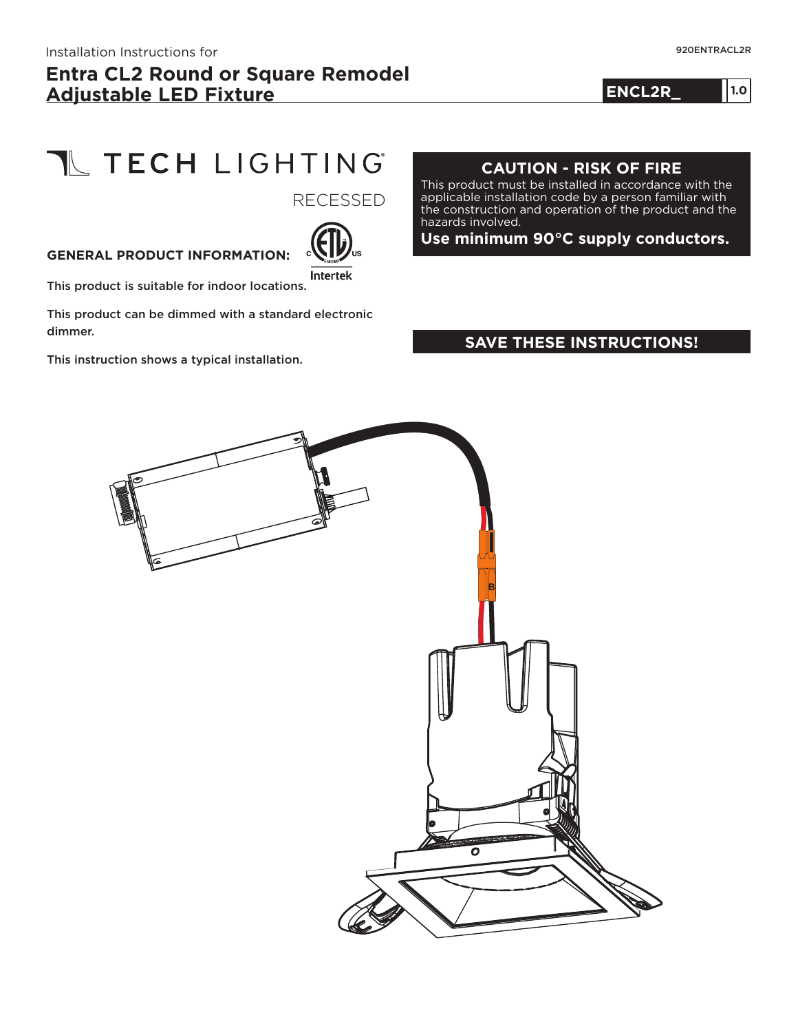Installation Instructions for

# Entra CL2 Round or Square Remodel Adjustable LED Fixture

920ENTRACL2R

**ENCL2R_** 1.0

TECH LIGHTING®

RECESSED

**GENERAL PRODUCT INFORMATION:**

Intertek

This product is suitable for indoor locations.

This product can be dimmed with a standard electronic dimmer.

This instruction shows a typical installation.

## CAUTION - RISK OF FIRE

This product must be installed in accordance with the applicable installation code by a person familiar with the construction and operation of the product and the hazards involved.

**Use minimum 90°C supply conductors.**

## SAVE THESE INSTRUCTIONS!

B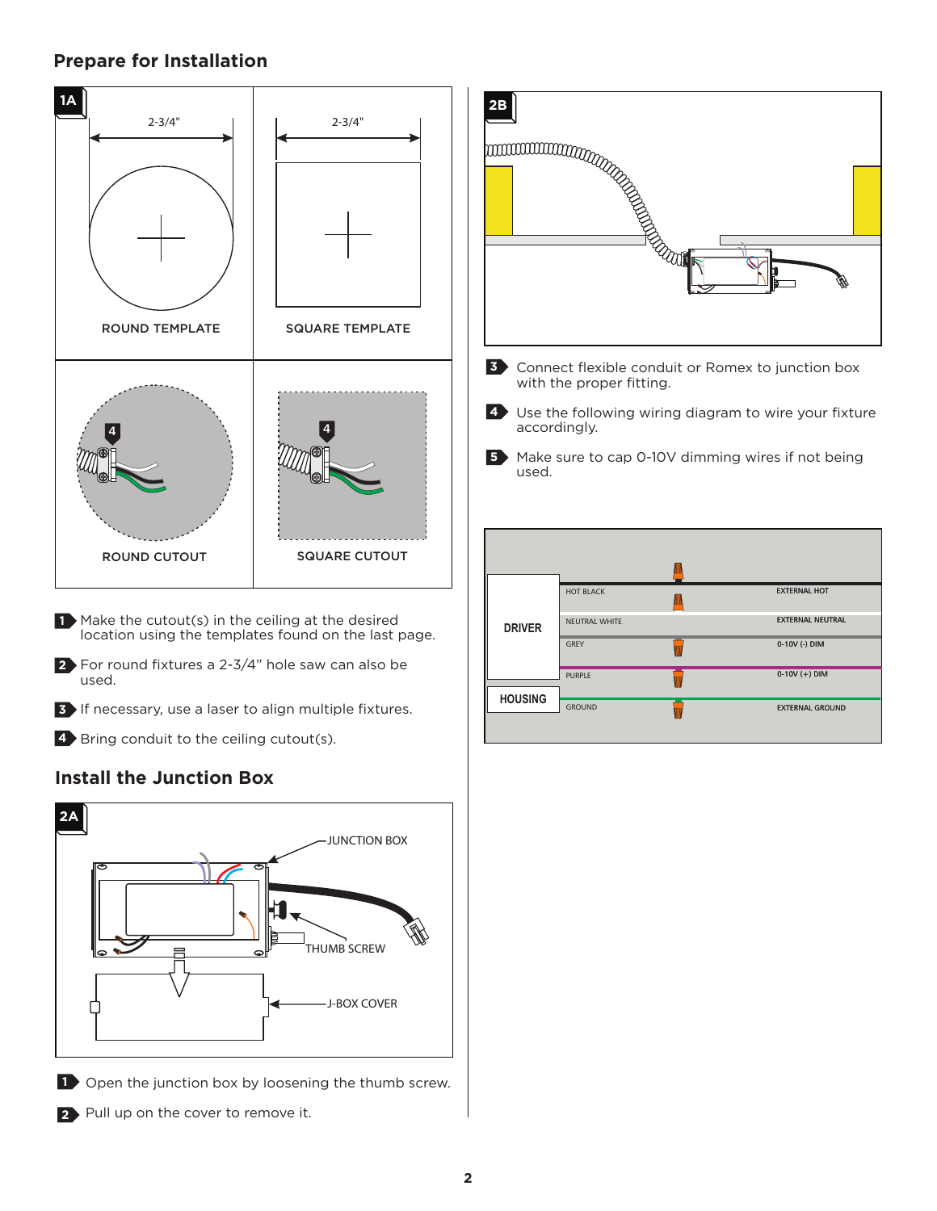## Prepare for Installation

**1A**

2-3/4" — ROUND TEMPLATE

2-3/4" — SQUARE TEMPLATE

ROUND CUTOUT

SQUARE CUTOUT

1. Make the cutout(s) in the ceiling at the desired location using the templates found on the last page.
2. For round fixtures a 2-3/4" hole saw can also be used.
3. If necessary, use a laser to align multiple fixtures.
4. Bring conduit to the ceiling cutout(s).

## Install the Junction Box

**2A**

JUNCTION BOX

THUMB SCREW

J-BOX COVER

1. Open the junction box by loosening the thumb screw.
2. Pull up on the cover to remove it.

**2B**

3. Connect flexible conduit or Romex to junction box with the proper fitting.
4. Use the following wiring diagram to wire your fixture accordingly.
5. Make sure to cap 0-10V dimming wires if not being used.

| | Fixture Wire | External Connection |
|---|---|---|
| DRIVER | HOT BLACK | EXTERNAL HOT |
| DRIVER | NEUTRAL WHITE | EXTERNAL NEUTRAL |
| DRIVER | GREY | 0-10V (-) DIM |
| DRIVER | PURPLE | 0-10V (+) DIM |
| HOUSING | GROUND | EXTERNAL GROUND |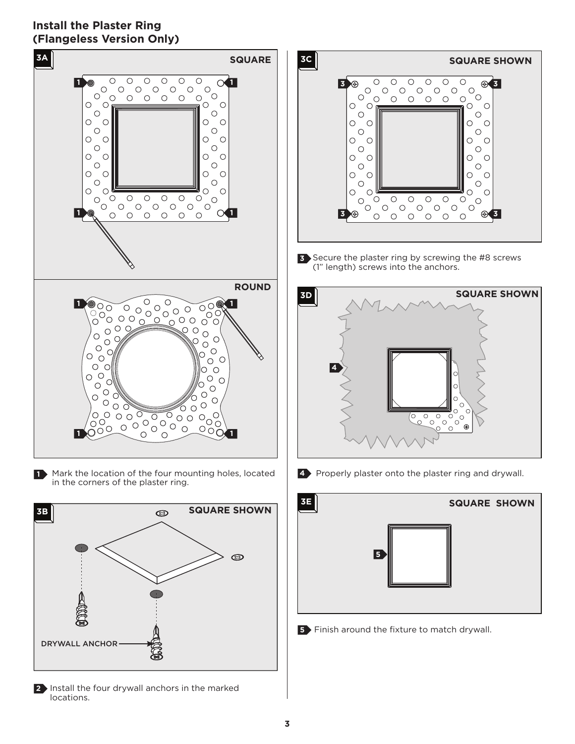## Install the Plaster Ring (Flangeless Version Only)

**3A** SQUARE

ROUND

1. Mark the location of the four mounting holes, located in the corners of the plaster ring.

**3B** SQUARE SHOWN

DRYWALL ANCHOR

2. Install the four drywall anchors in the marked locations.

**3C** SQUARE SHOWN

3. Secure the plaster ring by screwing the #8 screws (1" length) screws into the anchors.

**3D** SQUARE SHOWN

4. Properly plaster onto the plaster ring and drywall.

**3E** SQUARE SHOWN

5. Finish around the fixture to match drywall.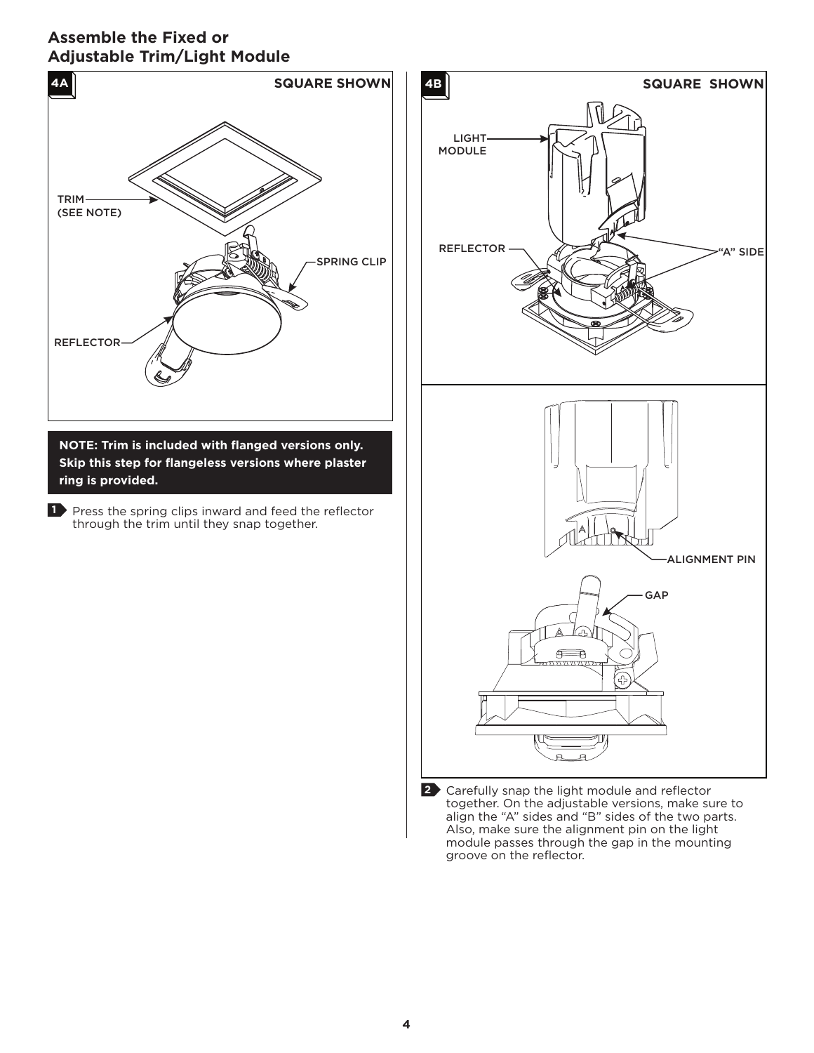## Assemble the Fixed or Adjustable Trim/Light Module

**4A** SQUARE SHOWN

TRIM (SEE NOTE)

SPRING CLIP

REFLECTOR

**NOTE: Trim is included with flanged versions only. Skip this step for flangeless versions where plaster ring is provided.**

**1** Press the spring clips inward and feed the reflector through the trim until they snap together.

**4B** SQUARE SHOWN

LIGHT MODULE

REFLECTOR

"A" SIDE

ALIGNMENT PIN

GAP

**2** Carefully snap the light module and reflector together. On the adjustable versions, make sure to align the "A" sides and "B" sides of the two parts. Also, make sure the alignment pin on the light module passes through the gap in the mounting groove on the reflector.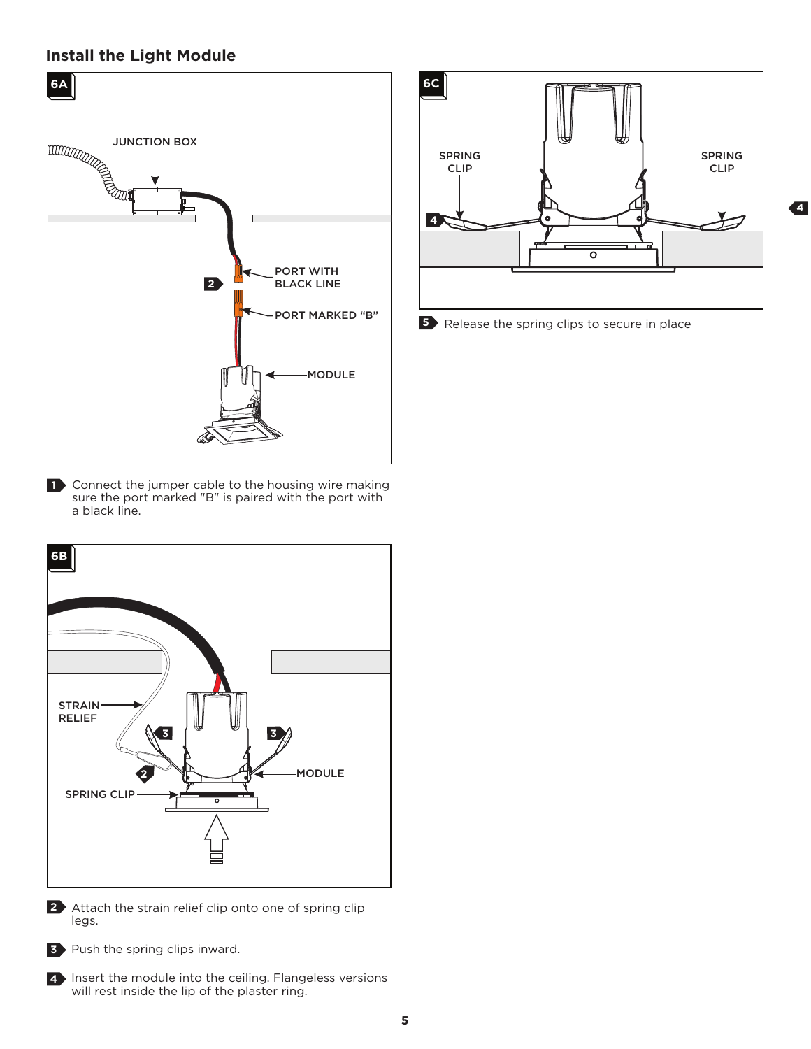## Install the Light Module

**6A**

JUNCTION BOX

PORT WITH BLACK LINE

PORT MARKED "B"

MODULE

**1** Connect the jumper cable to the housing wire making sure the port marked "B" is paired with the port with a black line.

**6B**

STRAIN RELIEF

SPRING CLIP

MODULE

**2** Attach the strain relief clip onto one of spring clip legs.

**3** Push the spring clips inward.

**4** Insert the module into the ceiling. Flangeless versions will rest inside the lip of the plaster ring.

**6C**

SPRING CLIP

SPRING CLIP

**5** Release the spring clips to secure in place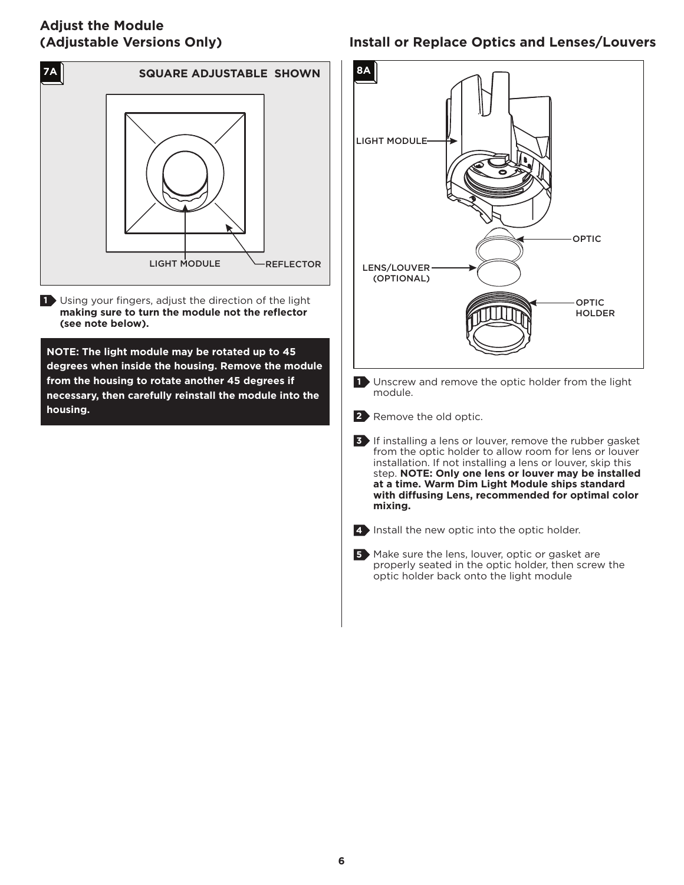## Adjust the Module (Adjustable Versions Only)

**7A** SQUARE ADJUSTABLE SHOWN

LIGHT MODULE REFLECTOR

1. Using your fingers, adjust the direction of the light **making sure to turn the module not the reflector (see note below).**

**NOTE: The light module may be rotated up to 45 degrees when inside the housing. Remove the module from the housing to rotate another 45 degrees if necessary, then carefully reinstall the module into the housing.**

## Install or Replace Optics and Lenses/Louvers

**8A**

LIGHT MODULE

OPTIC

LENS/LOUVER (OPTIONAL)

OPTIC HOLDER

1. Unscrew and remove the optic holder from the light module.
2. Remove the old optic.
3. If installing a lens or louver, remove the rubber gasket from the optic holder to allow room for lens or louver installation. If not installing a lens or louver, skip this step. **NOTE: Only one lens or louver may be installed at a time. Warm Dim Light Module ships standard with diffusing Lens, recommended for optimal color mixing.**
4. Install the new optic into the optic holder.
5. Make sure the lens, louver, optic or gasket are properly seated in the optic holder, then screw the optic holder back onto the light module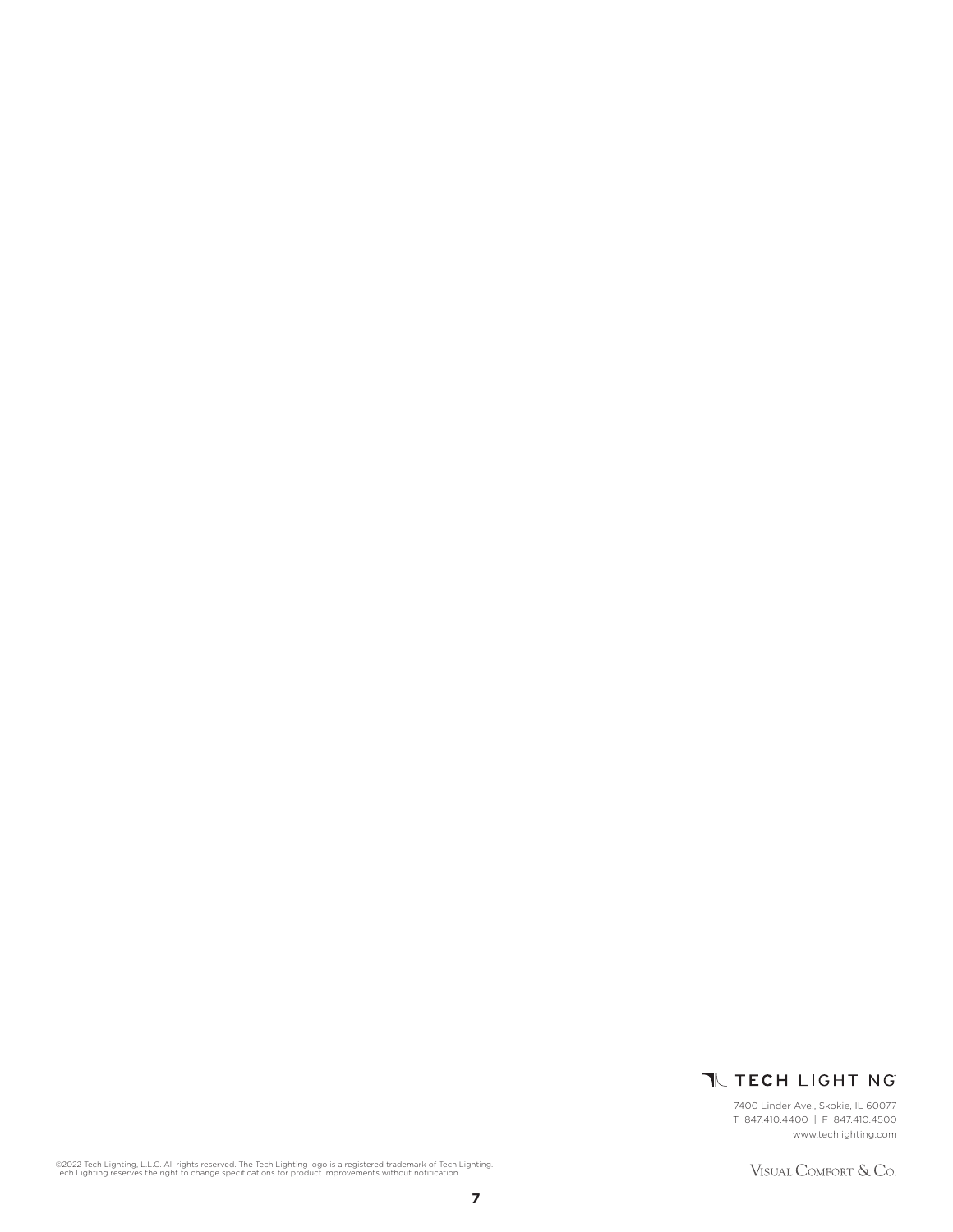TECH LIGHTING®

7400 Linder Ave., Skokie, IL 60077
T 847.410.4400 | F 847.410.4500
www.techlighting.com

©2022 Tech Lighting, L.L.C. All rights reserved. The Tech Lighting logo is a registered trademark of Tech Lighting.
Tech Lighting reserves the right to change specifications for product improvements without notification.

VISUAL COMFORT & CO.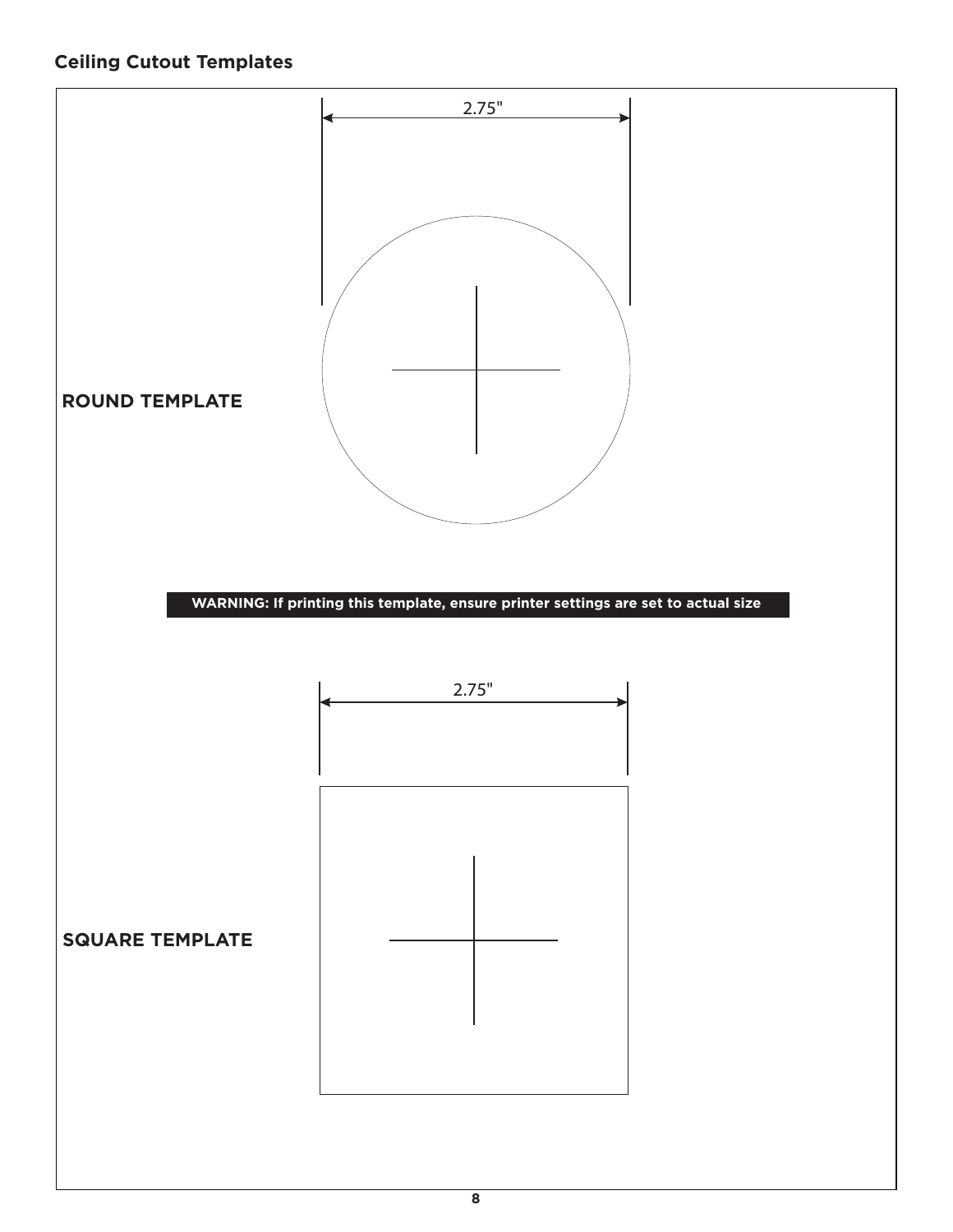## Ceiling Cutout Templates

2.75"

**ROUND TEMPLATE**

**WARNING: If printing this template, ensure printer settings are set to actual size**

2.75"

**SQUARE TEMPLATE**